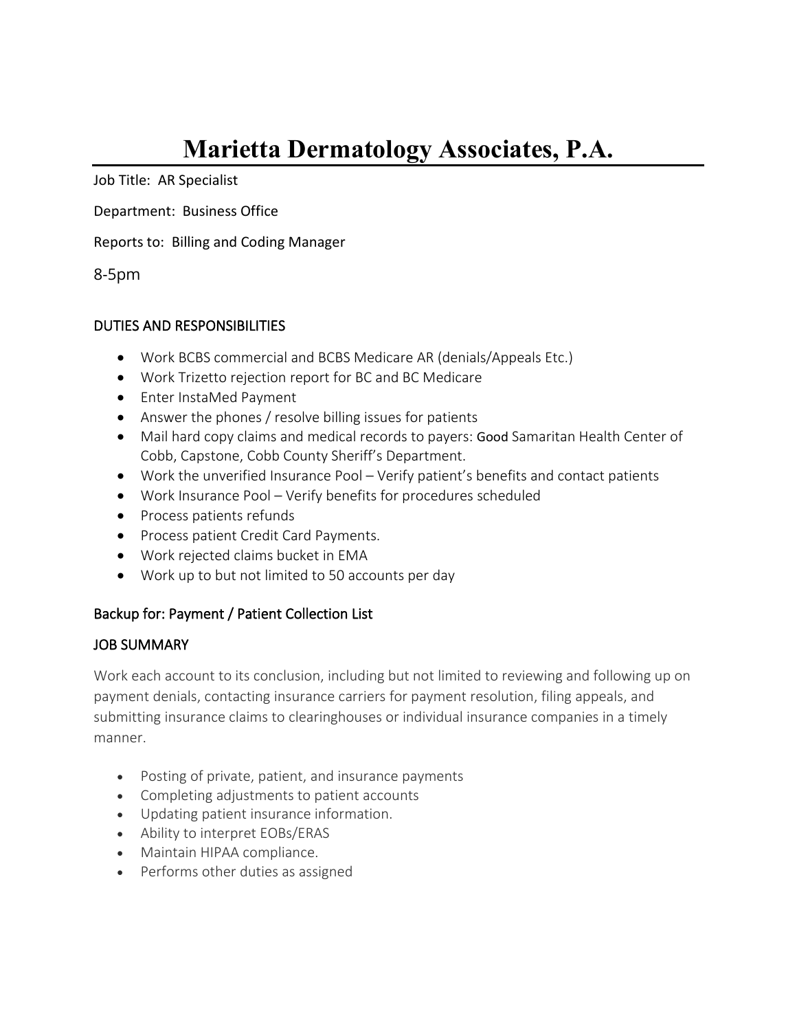# Marietta Dermatology Associates, P.A.

Job Title: AR Specialist

Department: Business Office

Reports to: Billing and Coding Manager

8-5pm

## DUTIES AND RESPONSIBILITIES

- Work BCBS commercial and BCBS Medicare AR (denials/Appeals Etc.)
- Work Trizetto rejection report for BC and BC Medicare
- Enter InstaMed Payment
- Answer the phones / resolve billing issues for patients
- Mail hard copy claims and medical records to payers: Good Samaritan Health Center of Cobb, Capstone, Cobb County Sheriff's Department.
- Work the unverified Insurance Pool – Verify patient's benefits and contact patients
- Work Insurance Pool – Verify benefits for procedures scheduled
- Process patients refunds
- Process patient Credit Card Payments.
- Work rejected claims bucket in EMA
- Work up to but not limited to 50 accounts per day

## Backup for: Payment / Patient Collection List

## JOB SUMMARY

Work each account to its conclusion, including but not limited to reviewing and following up on payment denials, contacting insurance carriers for payment resolution, filing appeals, and submitting insurance claims to clearinghouses or individual insurance companies in a timely manner.

- Posting of private, patient, and insurance payments
- Completing adjustments to patient accounts
- Updating patient insurance information.
- Ability to interpret EOBs/ERAS
- Maintain HIPAA compliance.
- Performs other duties as assigned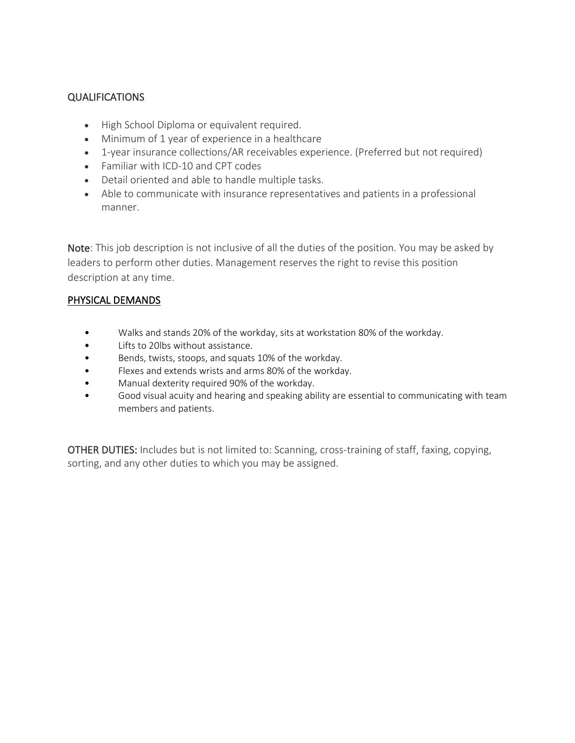## QUALIFICATIONS

- High School Diploma or equivalent required.
- Minimum of 1 year of experience in a healthcare
- 1-year insurance collections/AR receivables experience. (Preferred but not required)
- Familiar with ICD-10 and CPT codes
- Detail oriented and able to handle multiple tasks.
- Able to communicate with insurance representatives and patients in a professional manner.

**Note**: This job description is not inclusive of all the duties of the position. You may be asked by leaders to perform other duties. Management reserves the right to revise this position description at any time.

## PHYSICAL DEMANDS

- Walks and stands 20% of the workday, sits at workstation 80% of the workday.
- Lifts to 20lbs without assistance.
- Bends, twists, stoops, and squats 10% of the workday.
- Flexes and extends wrists and arms 80% of the workday.
- Manual dexterity required 90% of the workday.
- Good visual acuity and hearing and speaking ability are essential to communicating with team members and patients.

**OTHER DUTIES:** Includes but is not limited to: Scanning, cross-training of staff, faxing, copying, sorting, and any other duties to which you may be assigned.